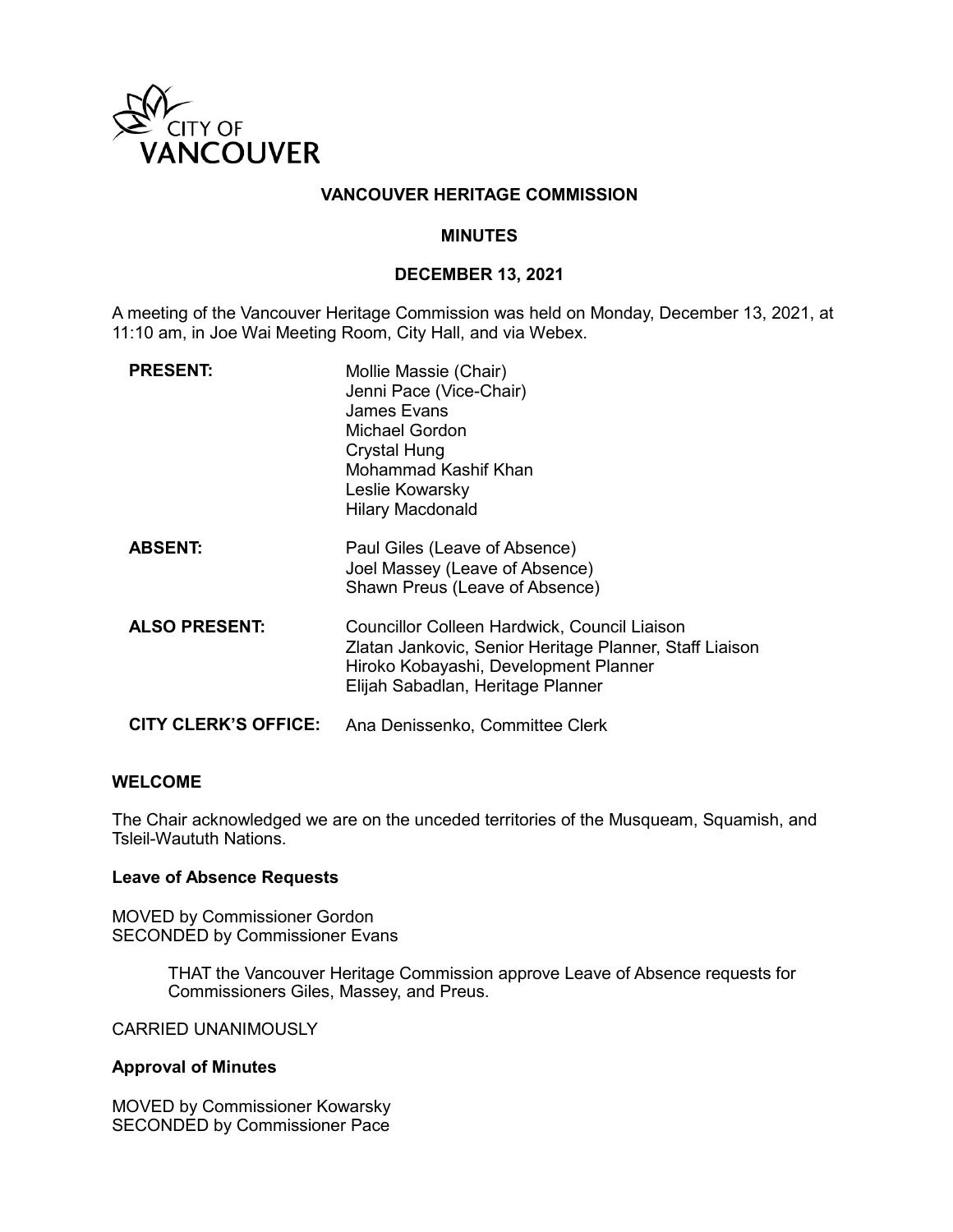CITY OF VANCOUVER

# VANCOUVER HERITAGE COMMISSION

## MINUTES

## DECEMBER 13, 2021

A meeting of the Vancouver Heritage Commission was held on Monday, December 13, 2021, at 11:10 am, in Joe Wai Meeting Room, City Hall, and via Webex.

| | |
|---|---|
| **PRESENT:** | Mollie Massie (Chair)<br>Jenni Pace (Vice-Chair)<br>James Evans<br>Michael Gordon<br>Crystal Hung<br>Mohammad Kashif Khan<br>Leslie Kowarsky<br>Hilary Macdonald |
| **ABSENT:** | Paul Giles (Leave of Absence)<br>Joel Massey (Leave of Absence)<br>Shawn Preus (Leave of Absence) |
| **ALSO PRESENT:** | Councillor Colleen Hardwick, Council Liaison<br>Zlatan Jankovic, Senior Heritage Planner, Staff Liaison<br>Hiroko Kobayashi, Development Planner<br>Elijah Sabadlan, Heritage Planner |
| **CITY CLERK'S OFFICE:** | Ana Denissenko, Committee Clerk |

### WELCOME

The Chair acknowledged we are on the unceded territories of the Musqueam, Squamish, and Tsleil-Waututh Nations.

### Leave of Absence Requests

MOVED by Commissioner Gordon
SECONDED by Commissioner Evans

> THAT the Vancouver Heritage Commission approve Leave of Absence requests for Commissioners Giles, Massey, and Preus.

CARRIED UNANIMOUSLY

### Approval of Minutes

MOVED by Commissioner Kowarsky
SECONDED by Commissioner Pace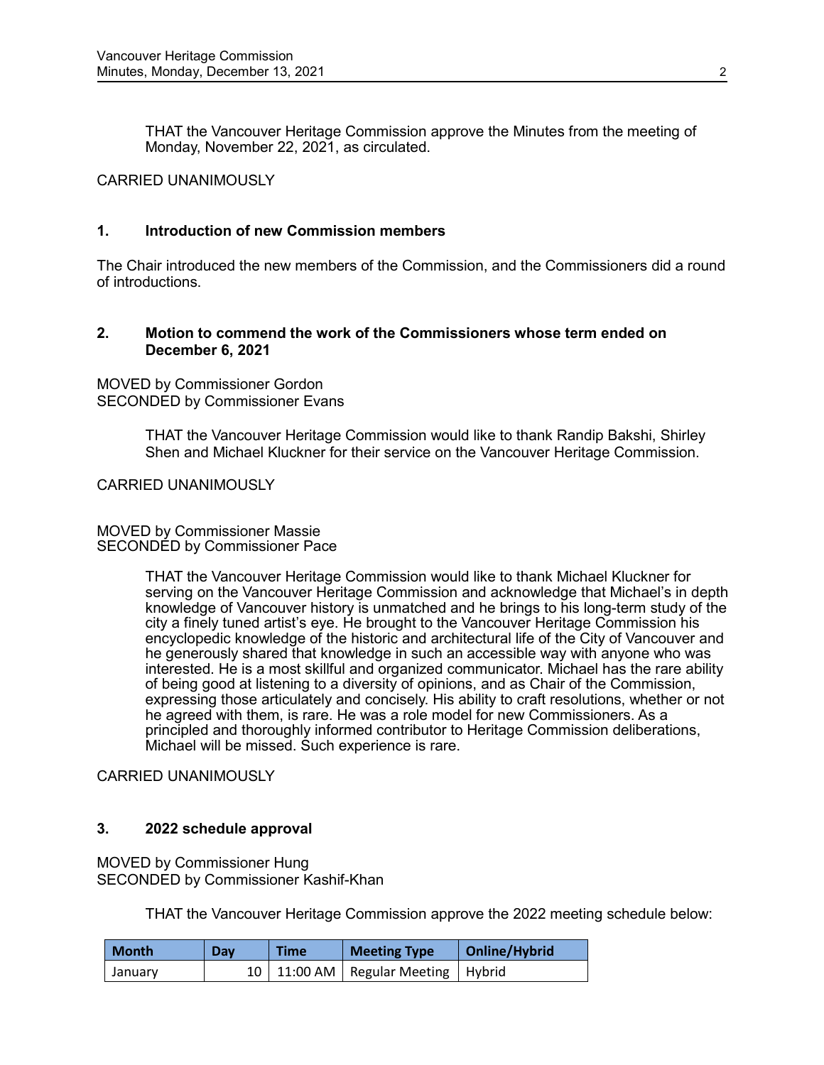THAT the Vancouver Heritage Commission approve the Minutes from the meeting of Monday, November 22, 2021, as circulated.

CARRIED UNANIMOUSLY

## 1. Introduction of new Commission members

The Chair introduced the new members of the Commission, and the Commissioners did a round of introductions.

## 2. Motion to commend the work of the Commissioners whose term ended on December 6, 2021

MOVED by Commissioner Gordon
SECONDED by Commissioner Evans

THAT the Vancouver Heritage Commission would like to thank Randip Bakshi, Shirley Shen and Michael Kluckner for their service on the Vancouver Heritage Commission.

CARRIED UNANIMOUSLY

MOVED by Commissioner Massie
SECONDED by Commissioner Pace

THAT the Vancouver Heritage Commission would like to thank Michael Kluckner for serving on the Vancouver Heritage Commission and acknowledge that Michael's in depth knowledge of Vancouver history is unmatched and he brings to his long-term study of the city a finely tuned artist's eye. He brought to the Vancouver Heritage Commission his encyclopedic knowledge of the historic and architectural life of the City of Vancouver and he generously shared that knowledge in such an accessible way with anyone who was interested. He is a most skillful and organized communicator. Michael has the rare ability of being good at listening to a diversity of opinions, and as Chair of the Commission, expressing those articulately and concisely. His ability to craft resolutions, whether or not he agreed with them, is rare. He was a role model for new Commissioners. As a principled and thoroughly informed contributor to Heritage Commission deliberations, Michael will be missed. Such experience is rare.

CARRIED UNANIMOUSLY

## 3. 2022 schedule approval

MOVED by Commissioner Hung
SECONDED by Commissioner Kashif-Khan

THAT the Vancouver Heritage Commission approve the 2022 meeting schedule below:

| Month | Day | Time | Meeting Type | Online/Hybrid |
|---|---|---|---|---|
| January | 10 | 11:00 AM | Regular Meeting | Hybrid |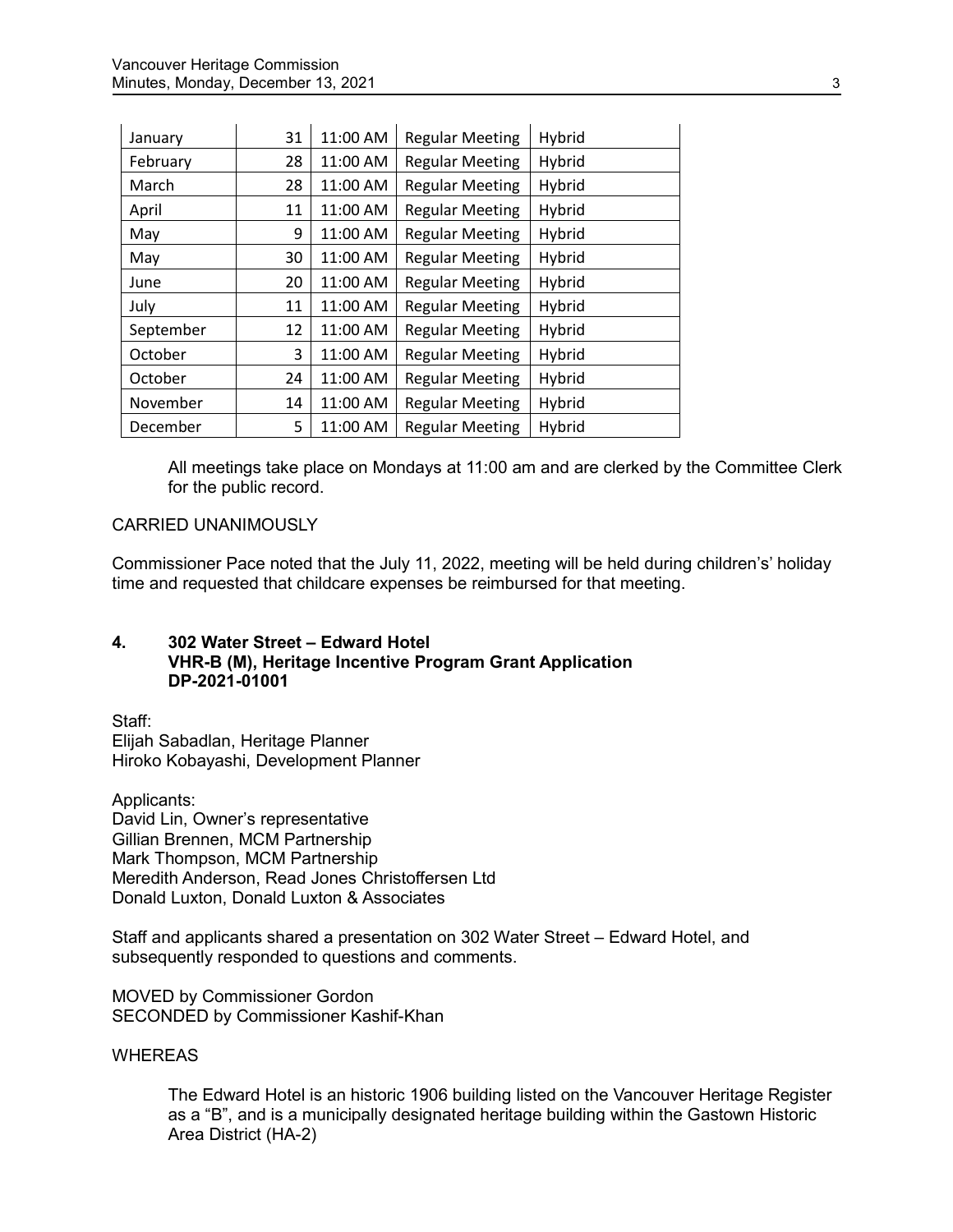| January | 31 | 11:00 AM | Regular Meeting | Hybrid |
|---|---|---|---|---|
| February | 28 | 11:00 AM | Regular Meeting | Hybrid |
| March | 28 | 11:00 AM | Regular Meeting | Hybrid |
| April | 11 | 11:00 AM | Regular Meeting | Hybrid |
| May | 9 | 11:00 AM | Regular Meeting | Hybrid |
| May | 30 | 11:00 AM | Regular Meeting | Hybrid |
| June | 20 | 11:00 AM | Regular Meeting | Hybrid |
| July | 11 | 11:00 AM | Regular Meeting | Hybrid |
| September | 12 | 11:00 AM | Regular Meeting | Hybrid |
| October | 3 | 11:00 AM | Regular Meeting | Hybrid |
| October | 24 | 11:00 AM | Regular Meeting | Hybrid |
| November | 14 | 11:00 AM | Regular Meeting | Hybrid |
| December | 5 | 11:00 AM | Regular Meeting | Hybrid |

All meetings take place on Mondays at 11:00 am and are clerked by the Committee Clerk for the public record.

CARRIED UNANIMOUSLY

Commissioner Pace noted that the July 11, 2022, meeting will be held during children's' holiday time and requested that childcare expenses be reimbursed for that meeting.

**4. 302 Water Street – Edward Hotel**
**VHR-B (M), Heritage Incentive Program Grant Application**
**DP-2021-01001**

Staff:
Elijah Sabadlan, Heritage Planner
Hiroko Kobayashi, Development Planner

Applicants:
David Lin, Owner's representative
Gillian Brennen, MCM Partnership
Mark Thompson, MCM Partnership
Meredith Anderson, Read Jones Christoffersen Ltd
Donald Luxton, Donald Luxton & Associates

Staff and applicants shared a presentation on 302 Water Street – Edward Hotel, and subsequently responded to questions and comments.

MOVED by Commissioner Gordon
SECONDED by Commissioner Kashif-Khan

WHEREAS

The Edward Hotel is an historic 1906 building listed on the Vancouver Heritage Register as a "B", and is a municipally designated heritage building within the Gastown Historic Area District (HA-2)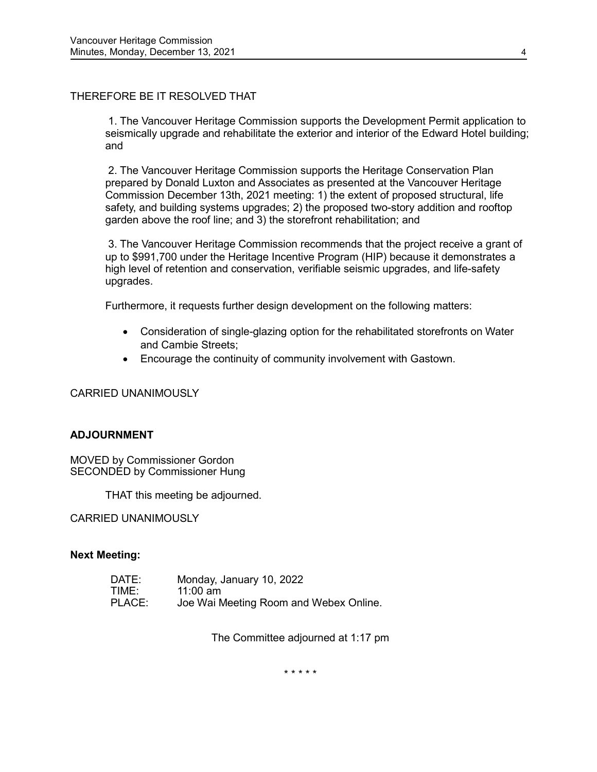THEREFORE BE IT RESOLVED THAT

1. The Vancouver Heritage Commission supports the Development Permit application to seismically upgrade and rehabilitate the exterior and interior of the Edward Hotel building; and

2. The Vancouver Heritage Commission supports the Heritage Conservation Plan prepared by Donald Luxton and Associates as presented at the Vancouver Heritage Commission December 13th, 2021 meeting: 1) the extent of proposed structural, life safety, and building systems upgrades; 2) the proposed two-story addition and rooftop garden above the roof line; and 3) the storefront rehabilitation; and

3. The Vancouver Heritage Commission recommends that the project receive a grant of up to $991,700 under the Heritage Incentive Program (HIP) because it demonstrates a high level of retention and conservation, verifiable seismic upgrades, and life-safety upgrades.

Furthermore, it requests further design development on the following matters:

- Consideration of single-glazing option for the rehabilitated storefronts on Water and Cambie Streets;
- Encourage the continuity of community involvement with Gastown.

CARRIED UNANIMOUSLY

**ADJOURNMENT**

MOVED by Commissioner Gordon
SECONDED by Commissioner Hung

THAT this meeting be adjourned.

CARRIED UNANIMOUSLY

**Next Meeting:**

| | |
|---|---|
| DATE: | Monday, January 10, 2022 |
| TIME: | 11:00 am |
| PLACE: | Joe Wai Meeting Room and Webex Online. |

The Committee adjourned at 1:17 pm

\* \* \* \* \*